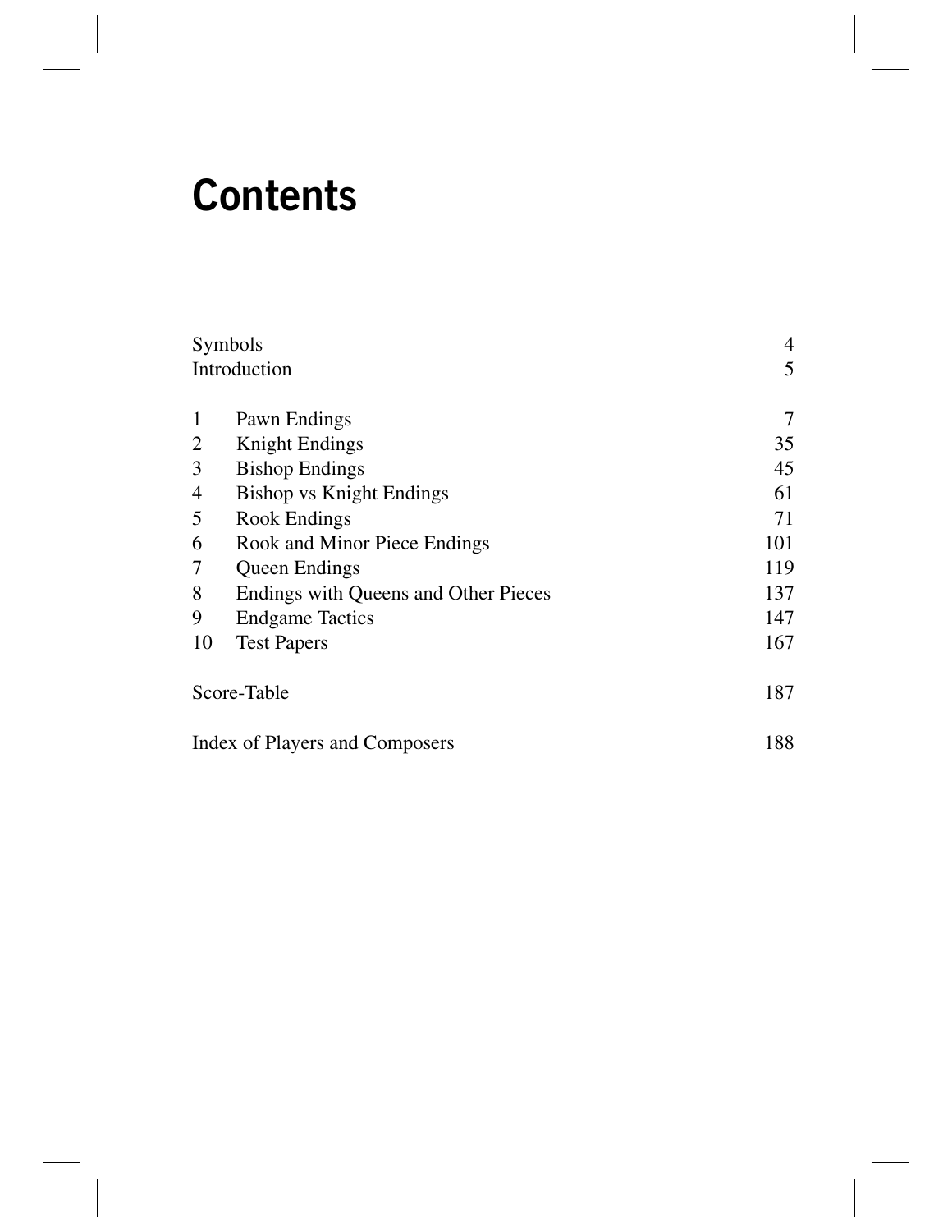# Contents

| | | |
|---|---|---|
| Symbols | | 4 |
| Introduction | | 5 |
| 1 | Pawn Endings | 7 |
| 2 | Knight Endings | 35 |
| 3 | Bishop Endings | 45 |
| 4 | Bishop vs Knight Endings | 61 |
| 5 | Rook Endings | 71 |
| 6 | Rook and Minor Piece Endings | 101 |
| 7 | Queen Endings | 119 |
| 8 | Endings with Queens and Other Pieces | 137 |
| 9 | Endgame Tactics | 147 |
| 10 | Test Papers | 167 |
| Score-Table | | 187 |
| Index of Players and Composers | | 188 |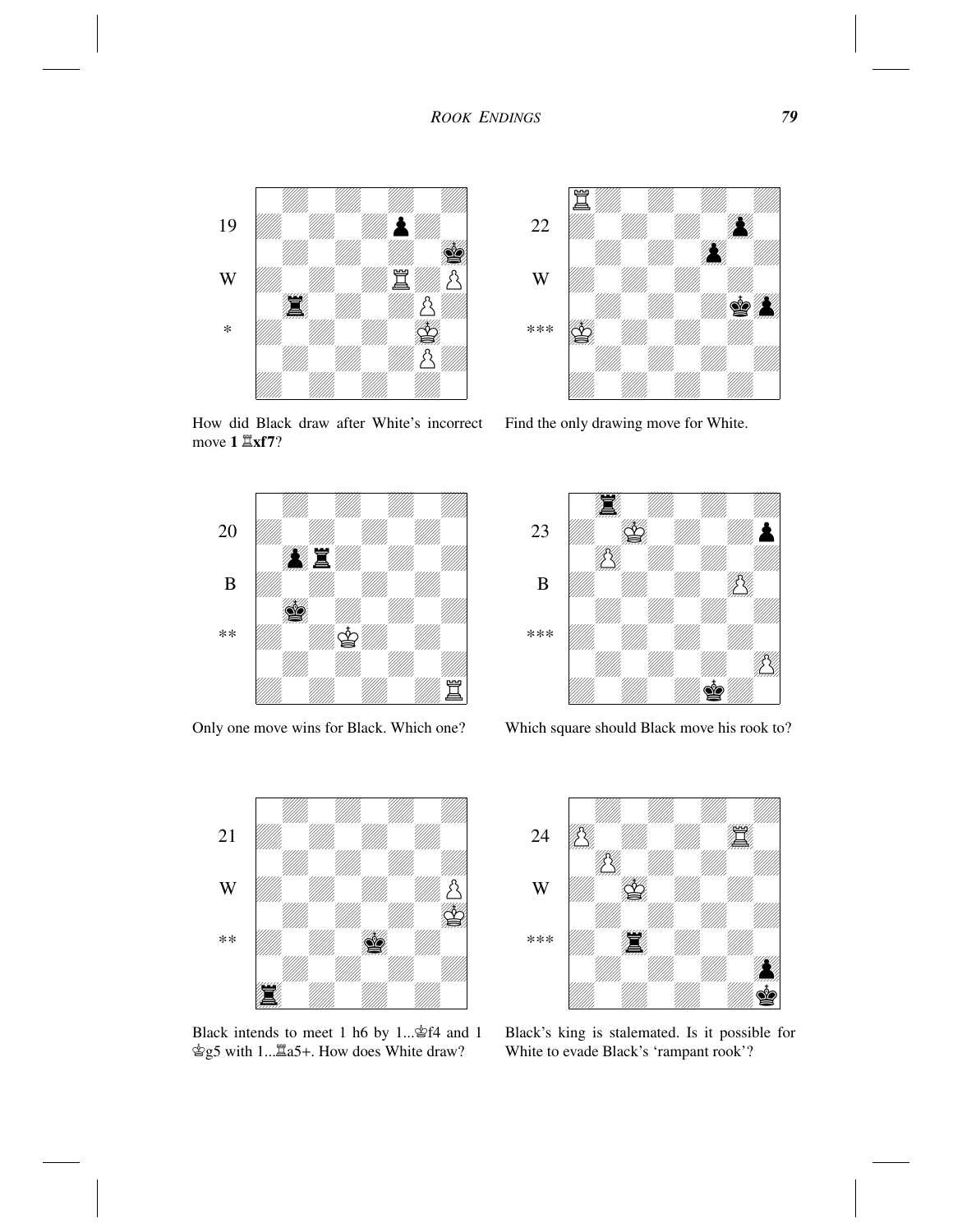19

W

*

How did Black draw after White's incorrect move 1 ♖xf7?

22

W

***

Find the only drawing move for White.

20

B

**

Only one move wins for Black. Which one?

23

B

***

Which square should Black move his rook to?

21

W

**

Black intends to meet 1 h6 by 1...♔f4 and 1 ♔g5 with 1...♖a5+. How does White draw?

24

W

***

Black's king is stalemated. Is it possible for White to evade Black's 'rampant rook'?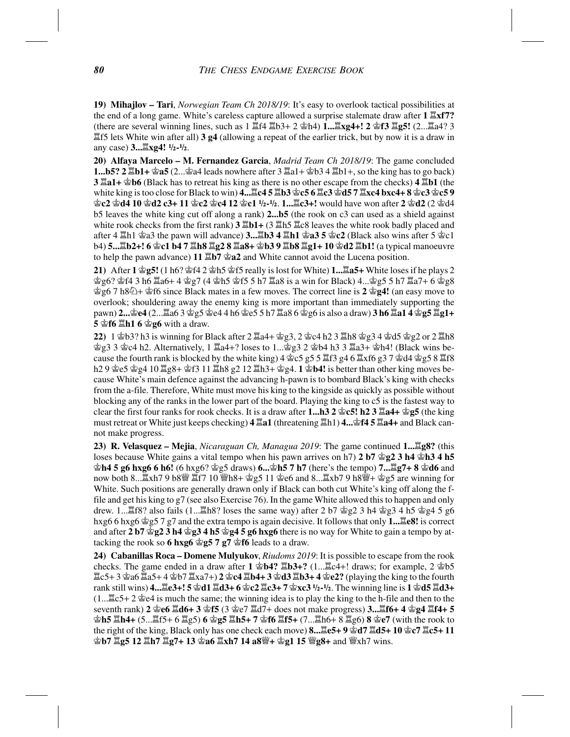**19) Mihajlov – Tari**, *Norwegian Team Ch 2018/19*: It's easy to overlook tactical possibilities at the end of a long game. White's careless capture allowed a surprise stalemate draw after **1 ♖xf7?** (there are several winning lines, such as 1 ♖f4 ♖b3+ 2 ♔h4) **1...♖xg4+! 2 ♔f3 ♖g5!** (2...♖a4? 3 ♖f5 lets White win after all) **3 g4** (allowing a repeat of the earlier trick, but by now it is a draw in any case) **3...♖xg4! ½-½**.

**20) Alfaya Marcelo – M. Fernandez Garcia**, *Madrid Team Ch 2018/19*: The game concluded **1...b5? 2 ♖b1+ ♔a5** (2...♔a4 leads nowhere after 3 ♖a1+ ♔b3 4 ♖b1+, so the king has to go back) **3 ♖a1+ ♔b6** (Black has to retreat his king as there is no other escape from the checks) **4 ♖b1** (the white king is too close for Black to win) **4...♖c4 5 ♖b3 ♔c5 6 ♖c3 ♔d5 7 ♖xc4 bxc4+ 8 ♔c3 ♔c5 9 ♔c2 ♔d4 10 ♔d2 c3+ 11 ♔c2 ♔c4 12 ♔c1 ½-½**. **1...♖c3+!** would have won after **2 ♔d2** (2 ♔d4 b5 leaves the white king cut off along a rank) **2...b5** (the rook on c3 can used as a shield against white rook checks from the first rank) **3 ♖b1+** (3 ♖h5 ♖c8 leaves the white rook badly placed and after 4 ♖h1 ♔a3 the pawn will advance) **3...♖b3 4 ♖h1 ♔a3 5 ♔c2** (Black also wins after 5 ♔c1 b4) **5...♖b2+! 6 ♔c1 b4 7 ♖h8 ♖g2 8 ♖a8+ ♔b3 9 ♖b8 ♖g1+ 10 ♔d2 ♖b1!** (a typical manoeuvre to help the pawn advance) **11 ♖b7 ♔a2** and White cannot avoid the Lucena position.

**21)** After **1 ♔g5!** (1 h6? ♔f4 2 ♔h5 ♔f5 really is lost for White) **1...♖a5+** White loses if he plays 2 ♔g6? ♔f4 3 h6 ♖a6+ 4 ♔g7 (4 ♔h5 ♔f5 5 h7 ♖a8 is a win for Black) 4...♔g5 5 h7 ♖a7+ 6 ♔g8 ♔g6 7 h8♘+ ♔f6 since Black mates in a few moves. The correct line is **2 ♔g4!** (an easy move to overlook; shouldering away the enemy king is more important than immediately supporting the pawn) **2...♔e4** (2...♖a6 3 ♔g5 ♔e4 4 h6 ♔e5 5 h7 ♖a8 6 ♔g6 is also a draw) **3 h6 ♖a1 4 ♔g5 ♖g1+ 5 ♔f6 ♖h1 6 ♔g6** with a draw.

**22)** 1 ♔b3? h3 is winning for Black after 2 ♖a4+ ♔g3, 2 ♔c4 h2 3 ♖h8 ♔g3 4 ♔d5 ♔g2 or 2 ♖h8 ♔g3 3 ♔c4 h2. Alternatively, 1 ♖a4+? loses to 1...♔g3 2 ♔b4 h3 3 ♖a3+ ♔h4! (Black wins because the fourth rank is blocked by the white king) 4 ♔c5 g5 5 ♖f3 g4 6 ♖xf6 g3 7 ♔d4 ♔g5 8 ♖f8 h2 9 ♔e5 ♔g4 10 ♖g8+ ♔f3 11 ♖h8 g2 12 ♖h3+ ♔g4. **1 ♔b4!** is better than other king moves because White's main defence against the advancing h-pawn is to bombard Black's king with checks from the a-file. Therefore, White must move his king to the kingside as quickly as possible without blocking any of the ranks in the lower part of the board. Playing the king to c5 is the fastest way to clear the first four ranks for rook checks. It is a draw after **1...h3 2 ♔c5! h2 3 ♖a4+ ♔g5** (the king must retreat or White just keeps checking) **4 ♖a1** (threatening ♖h1) **4...♔f4 5 ♖a4+** and Black cannot make progress.

**23) R. Velasquez – Mejia**, *Nicaraguan Ch, Managua 2019*: The game continued **1...♖g8?** (this loses because White gains a vital tempo when his pawn arrives on h7) **2 b7 ♔g2 3 h4 ♔h3 4 h5 ♔h4 5 g6 hxg6 6 h6!** (6 hxg6? ♔g5 draws) **6...♔h5 7 h7** (here's the tempo) **7...♖g7+ 8 ♔d6** and now both 8...♖xh7 9 b8♕ ♖f7 10 ♕h8+ ♔g5 11 ♔e6 and 8...♖xb7 9 h8♕+ ♔g5 are winning for White. Such positions are generally drawn only if Black can both cut White's king off along the f-file and get his king to g7 (see also Exercise 76). In the game White allowed this to happen and only drew. 1...♖f8? also fails (1...♖h8? loses the same way) after 2 b7 ♔g2 3 h4 ♔g3 4 h5 ♔g4 5 g6 hxg6 6 hxg6 ♔g5 7 g7 and the extra tempo is again decisive. It follows that only **1...♖e8!** is correct and after **2 b7 ♔g2 3 h4 ♔g3 4 h5 ♔g4 5 g6 hxg6** there is no way for White to gain a tempo by attacking the rook so **6 hxg6 ♔g5 7 g7 ♔f6** leads to a draw.

**24) Cabanillas Roca – Domene Mulyukov**, *Riudoms 2019*: It is possible to escape from the rook checks. The game ended in a draw after **1 ♔b4? ♖b3+?** (1...♖c4+! draws; for example, 2 ♔b5 ♖c5+ 3 ♔a6 ♖a5+ 4 ♔b7 ♖xa7+) **2 ♔c4 ♖b4+ 3 ♔d3 ♖b3+ 4 ♔e2?** (playing the king to the fourth rank still wins) **4...♖e3+! 5 ♔d1 ♖d3+ 6 ♔c2 ♖c3+ 7 ♔xc3 ½-½**. The winning line is **1 ♔d5 ♖d3+** (1...♖c5+ 2 ♔e4 is much the same; the winning idea is to play the king to the h-file and then to the seventh rank) **2 ♔e6 ♖d6+ 3 ♔f5** (3 ♔e7 ♖d7+ does not make progress) **3...♖f6+ 4 ♔g4 ♖f4+ 5 ♔h5 ♖h4+** (5...♖f5+ 6 ♖g5) **6 ♔g5 ♖h5+ 7 ♔f6 ♖f5+** (7...♖h6+ 8 ♖g6) **8 ♔e7** (with the rook to the right of the king, Black only has one check each move) **8...♖e5+ 9 ♔d7 ♖d5+ 10 ♔c7 ♖c5+ 11 ♔b7 ♖g5 12 ♖h7 ♖g7+ 13 ♔a6 ♖xh7 14 a8♕+ ♔g1 15 ♕g8+** and ♕xh7 wins.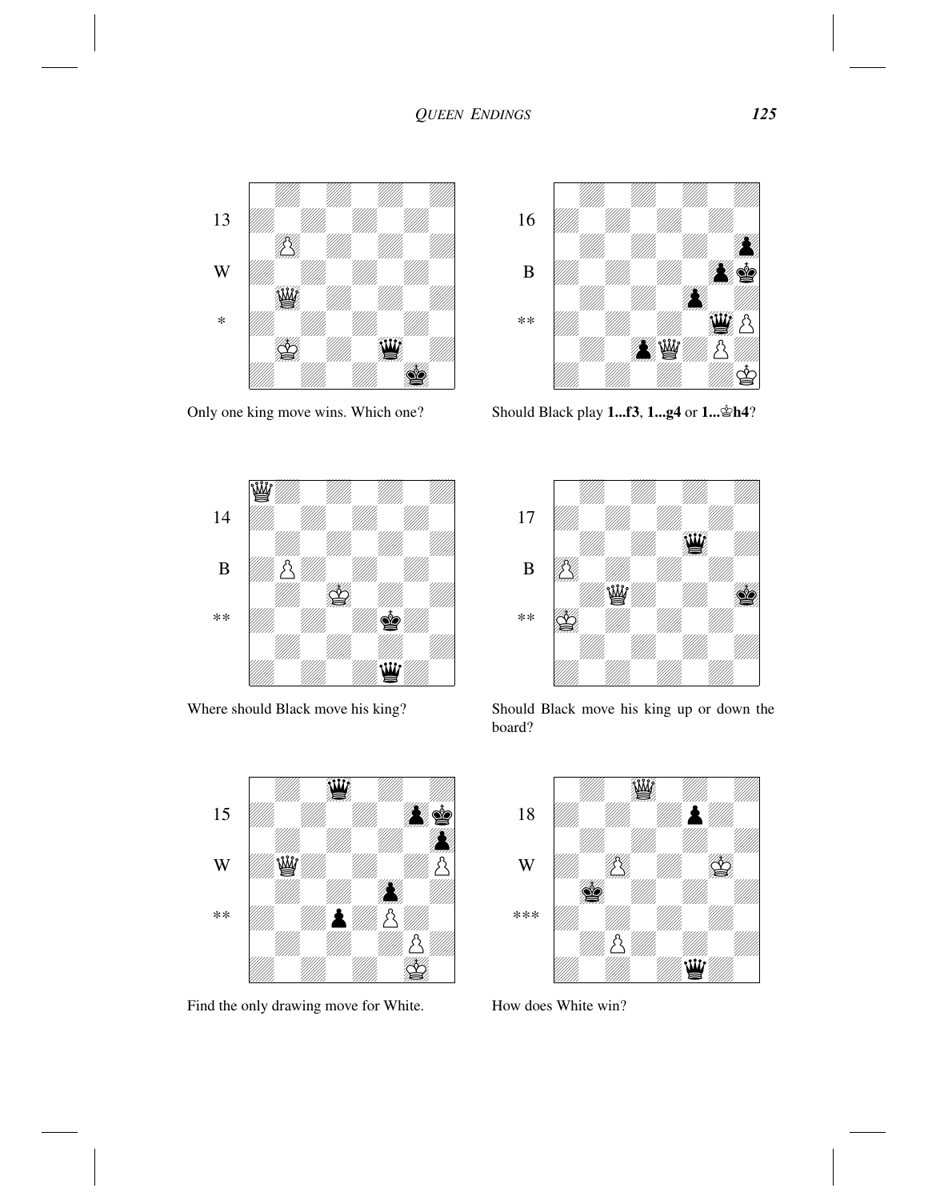13

W

*

Only one king move wins. Which one?

16

B

**

Should Black play **1...f3**, **1...g4** or **1...♔h4**?

14

B

**

Where should Black move his king?

17

B

**

Should Black move his king up or down the board?

15

W

**

Find the only drawing move for White.

18

W

***

How does White win?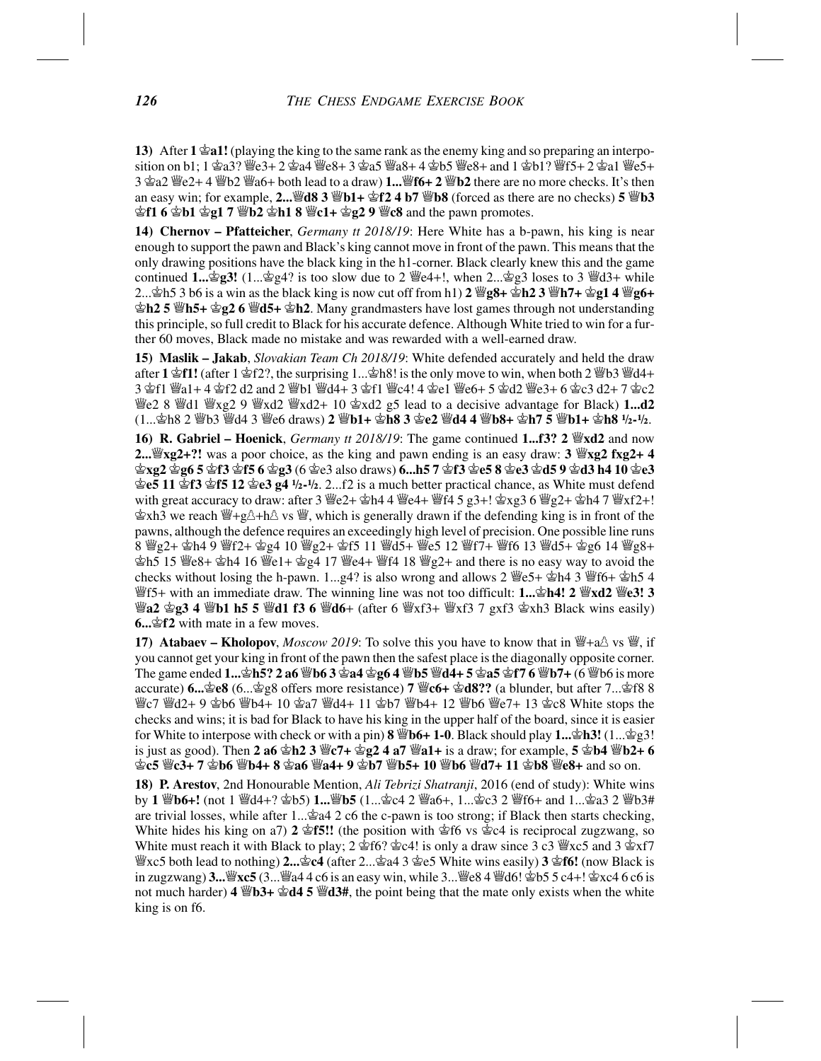**13)** After **1 ♔a1!** (playing the king to the same rank as the enemy king and so preparing an interposition on b1; 1 ♔a3? ♕e3+ 2 ♔a4 ♕e8+ 3 ♔a5 ♕a8+ 4 ♔b5 ♕e8+ and 1 ♔b1? ♕f5+ 2 ♔a1 ♕e5+ 3 ♔a2 ♕e2+ 4 ♕b2 ♕a6+ both lead to a draw) **1...♕f6+ 2 ♕b2** there are no more checks. It's then an easy win; for example, **2...♕d8 3 ♕b1+ ♔f2 4 b7 ♕b8** (forced as there are no checks) **5 ♕b3 ♔f1 6 ♔b1 ♔g1 7 ♕b2 ♔h1 8 ♕c1+ ♔g2 9 ♕c8** and the pawn promotes.

**14) Chernov – Pfatteicher**, *Germany tt 2018/19*: Here White has a b-pawn, his king is near enough to support the pawn and Black's king cannot move in front of the pawn. This means that the only drawing positions have the black king in the h1-corner. Black clearly knew this and the game continued **1...♔g3!** (1...♔g4? is too slow due to 2 ♕e4+!, when 2...♔g3 loses to 3 ♕d3+ while 2...♔h5 3 b6 is a win as the black king is now cut off from h1) **2 ♕g8+ ♔h2 3 ♕h7+ ♔g1 4 ♕g6+ ♔h2 5 ♕h5+ ♔g2 6 ♕d5+ ♔h2**. Many grandmasters have lost games through not understanding this principle, so full credit to Black for his accurate defence. Although White tried to win for a further 60 moves, Black made no mistake and was rewarded with a well-earned draw.

**15) Maslik – Jakab**, *Slovakian Team Ch 2018/19*: White defended accurately and held the draw after **1 ♔f1!** (after 1 ♔f2?, the surprising 1...♔h8! is the only move to win, when both 2 ♕b3 ♕d4+ 3 ♔f1 ♕a1+ 4 ♔f2 d2 and 2 ♕b1 ♕d4+ 3 ♔f1 ♕c4! 4 ♔e1 ♕e6+ 5 ♔d2 ♕e3+ 6 ♔c3 d2+ 7 ♔c2 ♕e2 8 ♕d1 ♕xg2 9 ♕xd2 ♕xd2+ 10 ♔xd2 g5 lead to a decisive advantage for Black) **1...d2** (1...♔h8 2 ♕b3 ♕d4 3 ♕e6 draws) **2 ♕b1+ ♔h8 3 ♔e2 ♕d4 4 ♕b8+ ♔h7 5 ♕b1+ ♔h8 ½-½**.

**16) R. Gabriel – Hoenick**, *Germany tt 2018/19*: The game continued **1...f3? 2 ♕xd2** and now **2...♕xg2+?!** was a poor choice, as the king and pawn ending is an easy draw: **3 ♕xg2 fxg2+ 4 ♔xg2 ♔g6 5 ♔f3 ♔f5 6 ♔g3** (6 ♔e3 also draws) **6...h5 7 ♔f3 ♔e5 8 ♔e3 ♔d5 9 ♔d3 h4 10 ♔e3 ♔e5 11 ♔f3 ♔f5 12 ♔e3 g4 ½-½**. 2...f2 is a much better practical chance, as White must defend with great accuracy to draw: after 3 ♕e2+ ♔h4 4 ♕e4+ ♕f4 5 g3+! ♔xg3 6 ♕g2+ ♔h4 7 ♕xf2+! ♔xh3 we reach ♕+g♙+h♙ vs ♕, which is generally drawn if the defending king is in front of the pawns, although the defence requires an exceedingly high level of precision. One possible line runs 8 ♕g2+ ♔h4 9 ♕f2+ ♔g4 10 ♕g2+ ♔f5 11 ♕d5+ ♕e5 12 ♕f7+ ♕f6 13 ♕d5+ ♔g6 14 ♕g8+ ♔h5 15 ♕e8+ ♔h4 16 ♕e1+ ♔g4 17 ♕e4+ ♕f4 18 ♕g2+ and there is no easy way to avoid the checks without losing the h-pawn. 1...g4? is also wrong and allows 2 ♕e5+ ♔h4 3 ♕f6+ ♔h5 4 ♕f5+ with an immediate draw. The winning line was not too difficult: **1...♔h4! 2 ♕xd2 ♕e3! 3 ♕a2 ♔g3 4 ♕b1 h5 5 ♕d1 f3 6 ♕d6+** (after 6 ♕xf3+ ♕xf3 7 gxf3 ♔xh3 Black wins easily) **6...♔f2** with mate in a few moves.

**17) Atabaev – Kholopov**, *Moscow 2019*: To solve this you have to know that in ♕+a♙ vs ♕, if you cannot get your king in front of the pawn then the safest place is the diagonally opposite corner. The game ended **1...♔h5? 2 a6 ♕b6 3 ♔a4 ♔g6 4 ♕b5 ♕d4+ 5 ♔a5 ♔f7 6 ♕b7+** (6 ♕b6 is more accurate) **6...♔e8** (6...♔g8 offers more resistance) **7 ♕c6+ ♔d8??** (a blunder, but after 7...♔f8 8 ♕c7 ♕d2+ 9 ♔b6 ♕b4+ 10 ♔a7 ♕d4+ 11 ♔b7 ♕b4+ 12 ♕b6 ♕e7+ 13 ♔c8 White stops the checks and wins; it is bad for Black to have his king in the upper half of the board, since it is easier for White to interpose with check or with a pin) **8 ♕b6+ 1-0**. Black should play **1...♔h3!** (1...♔g3! is just as good). Then **2 a6 ♔h2 3 ♕c7+ ♔g2 4 a7 ♕a1+** is a draw; for example, **5 ♔b4 ♕b2+ 6 ♔c5 ♕c3+ 7 ♔b6 ♕b4+ 8 ♔a6 ♕a4+ 9 ♔b7 ♕b5+ 10 ♕b6 ♕d7+ 11 ♔b8 ♕e8+** and so on.

**18) P. Arestov**, 2nd Honourable Mention, *Ali Tebrizi Shatranji*, 2016 (end of study): White wins by **1 ♕b6+!** (not 1 ♕d4+? ♔b5) **1...♕b5** (1...♔c4 2 ♕a6+, 1...♔c3 2 ♕f6+ and 1...♔a3 2 ♕b3# are trivial losses, while after 1...♔a4 2 c6 the c-pawn is too strong; if Black then starts checking, White hides his king on a7) **2 ♔f5!!** (the position with ♔f6 vs ♔c4 is reciprocal zugzwang, so White must reach it with Black to play; 2 ♔f6? ♔c4! is only a draw since 3 c3 ♕xc5 and 3 ♔xf7 ♕xc5 both lead to nothing) **2...♔c4** (after 2...♔a4 3 ♔e5 White wins easily) **3 ♔f6!** (now Black is in zugzwang) **3...♕xc5** (3...♕a4 4 c6 is an easy win, while 3...♕e8 4 ♕d6! ♔b5 5 c4+! ♔xc4 6 c6 is not much harder) **4 ♕b3+ ♔d4 5 ♕d3#**, the point being that the mate only exists when the white king is on f6.